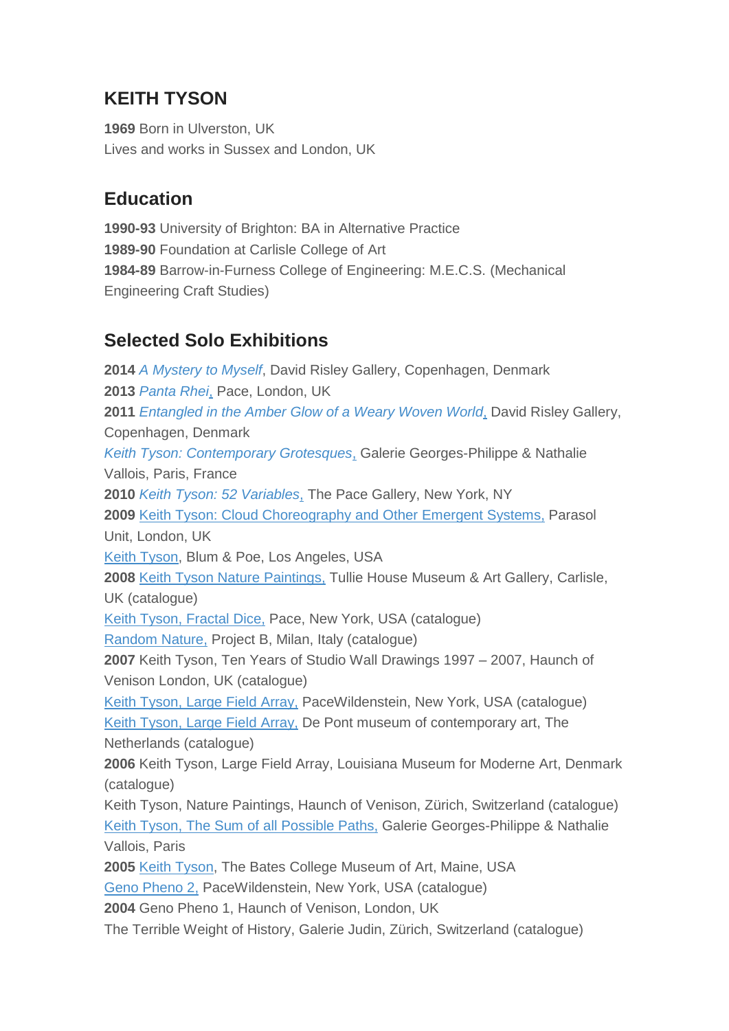# KEITH TYSON

**1969** Born in Ulverston, UK
Lives and works in Sussex and London, UK

## Education

**1990-93** University of Brighton: BA in Alternative Practice
**1989-90** Foundation at Carlisle College of Art
**1984-89** Barrow-in-Furness College of Engineering: M.E.C.S. (Mechanical Engineering Craft Studies)

## Selected Solo Exhibitions

**2014** *A Mystery to Myself*, David Risley Gallery, Copenhagen, Denmark
**2013** *Panta Rhei*, Pace, London, UK
**2011** *Entangled in the Amber Glow of a Weary Woven World*, David Risley Gallery, Copenhagen, Denmark
*Keith Tyson: Contemporary Grotesques*, Galerie Georges-Philippe & Nathalie Vallois, Paris, France
**2010** *Keith Tyson: 52 Variables*, The Pace Gallery, New York, NY
**2009** Keith Tyson: Cloud Choreography and Other Emergent Systems, Parasol Unit, London, UK
Keith Tyson, Blum & Poe, Los Angeles, USA
**2008** Keith Tyson Nature Paintings, Tullie House Museum & Art Gallery, Carlisle, UK (catalogue)
Keith Tyson, Fractal Dice, Pace, New York, USA (catalogue)
Random Nature, Project B, Milan, Italy (catalogue)
**2007** Keith Tyson, Ten Years of Studio Wall Drawings 1997 – 2007, Haunch of Venison London, UK (catalogue)
Keith Tyson, Large Field Array, PaceWildenstein, New York, USA (catalogue)
Keith Tyson, Large Field Array, De Pont museum of contemporary art, The Netherlands (catalogue)
**2006** Keith Tyson, Large Field Array, Louisiana Museum for Moderne Art, Denmark (catalogue)
Keith Tyson, Nature Paintings, Haunch of Venison, Zürich, Switzerland (catalogue)
Keith Tyson, The Sum of all Possible Paths, Galerie Georges-Philippe & Nathalie Vallois, Paris
**2005** Keith Tyson, The Bates College Museum of Art, Maine, USA
Geno Pheno 2, PaceWildenstein, New York, USA (catalogue)
**2004** Geno Pheno 1, Haunch of Venison, London, UK
The Terrible Weight of History, Galerie Judin, Zürich, Switzerland (catalogue)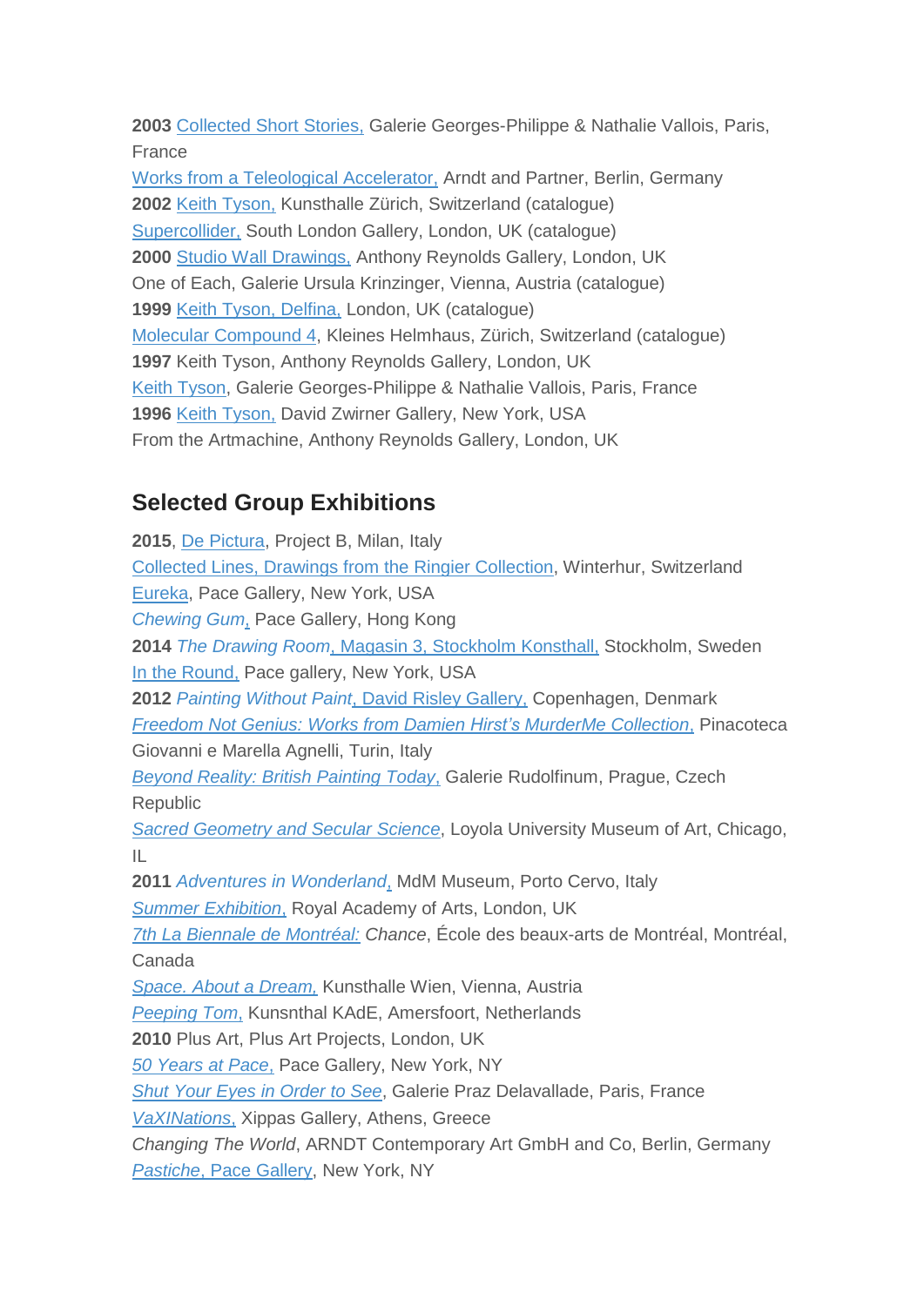**2003** Collected Short Stories, Galerie Georges-Philippe & Nathalie Vallois, Paris, France

Works from a Teleological Accelerator, Arndt and Partner, Berlin, Germany

**2002** Keith Tyson, Kunsthalle Zürich, Switzerland (catalogue)

Supercollider, South London Gallery, London, UK (catalogue)

**2000** Studio Wall Drawings, Anthony Reynolds Gallery, London, UK

One of Each, Galerie Ursula Krinzinger, Vienna, Austria (catalogue)

**1999** Keith Tyson, Delfina, London, UK (catalogue)

Molecular Compound 4, Kleines Helmhaus, Zürich, Switzerland (catalogue)

**1997** Keith Tyson, Anthony Reynolds Gallery, London, UK

Keith Tyson, Galerie Georges-Philippe & Nathalie Vallois, Paris, France

**1996** Keith Tyson, David Zwirner Gallery, New York, USA

From the Artmachine, Anthony Reynolds Gallery, London, UK

## Selected Group Exhibitions

**2015**, De Pictura, Project B, Milan, Italy

Collected Lines, Drawings from the Ringier Collection, Winterhur, Switzerland

Eureka, Pace Gallery, New York, USA

*Chewing Gum*, Pace Gallery, Hong Kong

**2014** *The Drawing Room*, Magasin 3, Stockholm Konsthall, Stockholm, Sweden

In the Round, Pace gallery, New York, USA

**2012** *Painting Without Paint*, David Risley Gallery, Copenhagen, Denmark

*Freedom Not Genius: Works from Damien Hirst's MurderMe Collection*, Pinacoteca Giovanni e Marella Agnelli, Turin, Italy

*Beyond Reality: British Painting Today*, Galerie Rudolfinum, Prague, Czech Republic

*Sacred Geometry and Secular Science*, Loyola University Museum of Art, Chicago, IL

**2011** *Adventures in Wonderland*, MdM Museum, Porto Cervo, Italy

*Summer Exhibition*, Royal Academy of Arts, London, UK

*7th La Biennale de Montréal: Chance*, École des beaux-arts de Montréal, Montréal, Canada

*Space. About a Dream*, Kunsthalle Wien, Vienna, Austria

*Peeping Tom*, Kunsnthal KAdE, Amersfoort, Netherlands

**2010** Plus Art, Plus Art Projects, London, UK

*50 Years at Pace*, Pace Gallery, New York, NY

*Shut Your Eyes in Order to See*, Galerie Praz Delavallade, Paris, France

*VaXINations*, Xippas Gallery, Athens, Greece

*Changing The World*, ARNDT Contemporary Art GmbH and Co, Berlin, Germany

*Pastiche*, Pace Gallery, New York, NY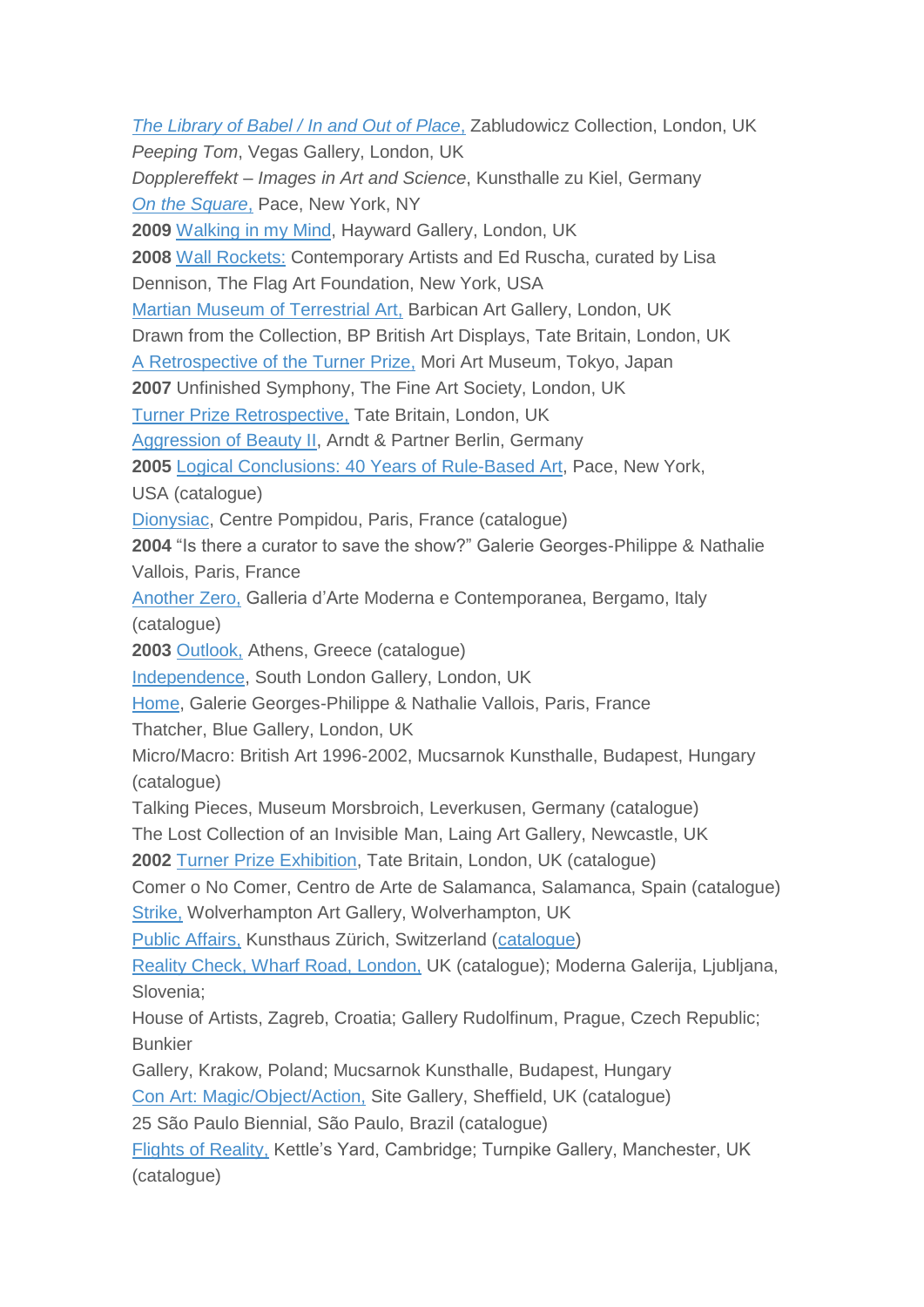*The Library of Babel / In and Out of Place*, Zabludowicz Collection, London, UK
*Peeping Tom*, Vegas Gallery, London, UK
*Dopplereffekt – Images in Art and Science*, Kunsthalle zu Kiel, Germany
*On the Square*, Pace, New York, NY
**2009** Walking in my Mind, Hayward Gallery, London, UK
**2008** Wall Rockets: Contemporary Artists and Ed Ruscha, curated by Lisa Dennison, The Flag Art Foundation, New York, USA
Martian Museum of Terrestrial Art, Barbican Art Gallery, London, UK
Drawn from the Collection, BP British Art Displays, Tate Britain, London, UK
A Retrospective of the Turner Prize, Mori Art Museum, Tokyo, Japan
**2007** Unfinished Symphony, The Fine Art Society, London, UK
Turner Prize Retrospective, Tate Britain, London, UK
Aggression of Beauty II, Arndt & Partner Berlin, Germany
**2005** Logical Conclusions: 40 Years of Rule-Based Art, Pace, New York, USA (catalogue)
Dionysiac, Centre Pompidou, Paris, France (catalogue)
**2004** "Is there a curator to save the show?" Galerie Georges-Philippe & Nathalie Vallois, Paris, France
Another Zero, Galleria d'Arte Moderna e Contemporanea, Bergamo, Italy (catalogue)
**2003** Outlook, Athens, Greece (catalogue)
Independence, South London Gallery, London, UK
Home, Galerie Georges-Philippe & Nathalie Vallois, Paris, France
Thatcher, Blue Gallery, London, UK
Micro/Macro: British Art 1996-2002, Mucsarnok Kunsthalle, Budapest, Hungary (catalogue)
Talking Pieces, Museum Morsbroich, Leverkusen, Germany (catalogue)
The Lost Collection of an Invisible Man, Laing Art Gallery, Newcastle, UK
**2002** Turner Prize Exhibition, Tate Britain, London, UK (catalogue)
Comer o No Comer, Centro de Arte de Salamanca, Salamanca, Spain (catalogue)
Strike, Wolverhampton Art Gallery, Wolverhampton, UK
Public Affairs, Kunsthaus Zürich, Switzerland (catalogue)
Reality Check, Wharf Road, London, UK (catalogue); Moderna Galerija, Ljubljana, Slovenia;
House of Artists, Zagreb, Croatia; Gallery Rudolfinum, Prague, Czech Republic; Bunkier
Gallery, Krakow, Poland; Mucsarnok Kunsthalle, Budapest, Hungary
Con Art: Magic/Object/Action, Site Gallery, Sheffield, UK (catalogue)
25 São Paulo Biennial, São Paulo, Brazil (catalogue)
Flights of Reality, Kettle's Yard, Cambridge; Turnpike Gallery, Manchester, UK (catalogue)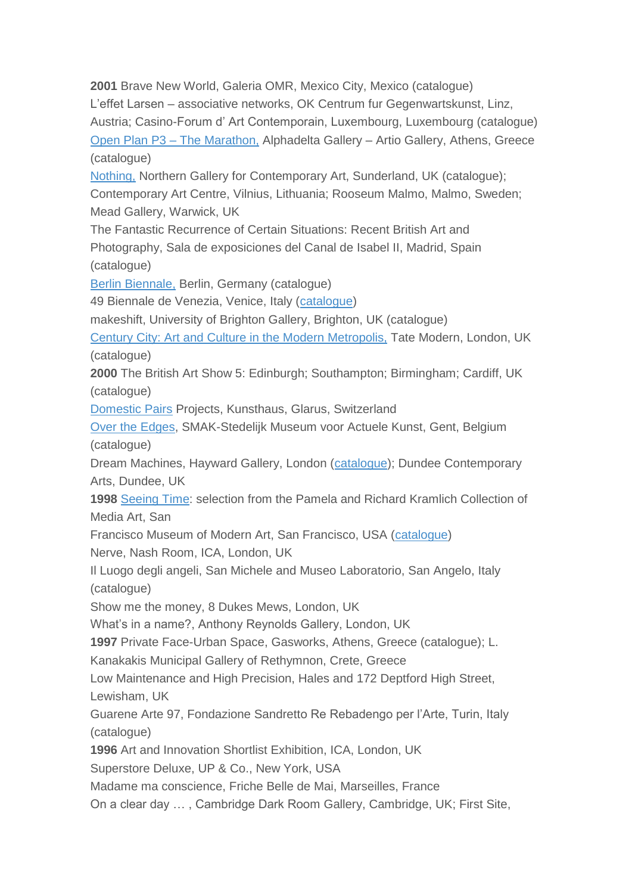**2001** Brave New World, Galeria OMR, Mexico City, Mexico (catalogue)
L'effet Larsen – associative networks, OK Centrum fur Gegenwartskunst, Linz, Austria; Casino-Forum d' Art Contemporain, Luxembourg, Luxembourg (catalogue)
Open Plan P3 – The Marathon, Alphadelta Gallery – Artio Gallery, Athens, Greece (catalogue)
Nothing, Northern Gallery for Contemporary Art, Sunderland, UK (catalogue); Contemporary Art Centre, Vilnius, Lithuania; Rooseum Malmo, Malmo, Sweden; Mead Gallery, Warwick, UK
The Fantastic Recurrence of Certain Situations: Recent British Art and Photography, Sala de exposiciones del Canal de Isabel II, Madrid, Spain (catalogue)
Berlin Biennale, Berlin, Germany (catalogue)
49 Biennale de Venezia, Venice, Italy (catalogue)
makeshift, University of Brighton Gallery, Brighton, UK (catalogue)
Century City: Art and Culture in the Modern Metropolis, Tate Modern, London, UK (catalogue)
**2000** The British Art Show 5: Edinburgh; Southampton; Birmingham; Cardiff, UK (catalogue)
Domestic Pairs Projects, Kunsthaus, Glarus, Switzerland
Over the Edges, SMAK-Stedelijk Museum voor Actuele Kunst, Gent, Belgium (catalogue)
Dream Machines, Hayward Gallery, London (catalogue); Dundee Contemporary Arts, Dundee, UK
**1998** Seeing Time: selection from the Pamela and Richard Kramlich Collection of Media Art, San
Francisco Museum of Modern Art, San Francisco, USA (catalogue)
Nerve, Nash Room, ICA, London, UK
Il Luogo degli angeli, San Michele and Museo Laboratorio, San Angelo, Italy (catalogue)
Show me the money, 8 Dukes Mews, London, UK
What's in a name?, Anthony Reynolds Gallery, London, UK
**1997** Private Face-Urban Space, Gasworks, Athens, Greece (catalogue); L. Kanakakis Municipal Gallery of Rethymnon, Crete, Greece
Low Maintenance and High Precision, Hales and 172 Deptford High Street, Lewisham, UK
Guarene Arte 97, Fondazione Sandretto Re Rebadengo per l'Arte, Turin, Italy (catalogue)
**1996** Art and Innovation Shortlist Exhibition, ICA, London, UK
Superstore Deluxe, UP & Co., New York, USA
Madame ma conscience, Friche Belle de Mai, Marseilles, France
On a clear day … , Cambridge Dark Room Gallery, Cambridge, UK; First Site,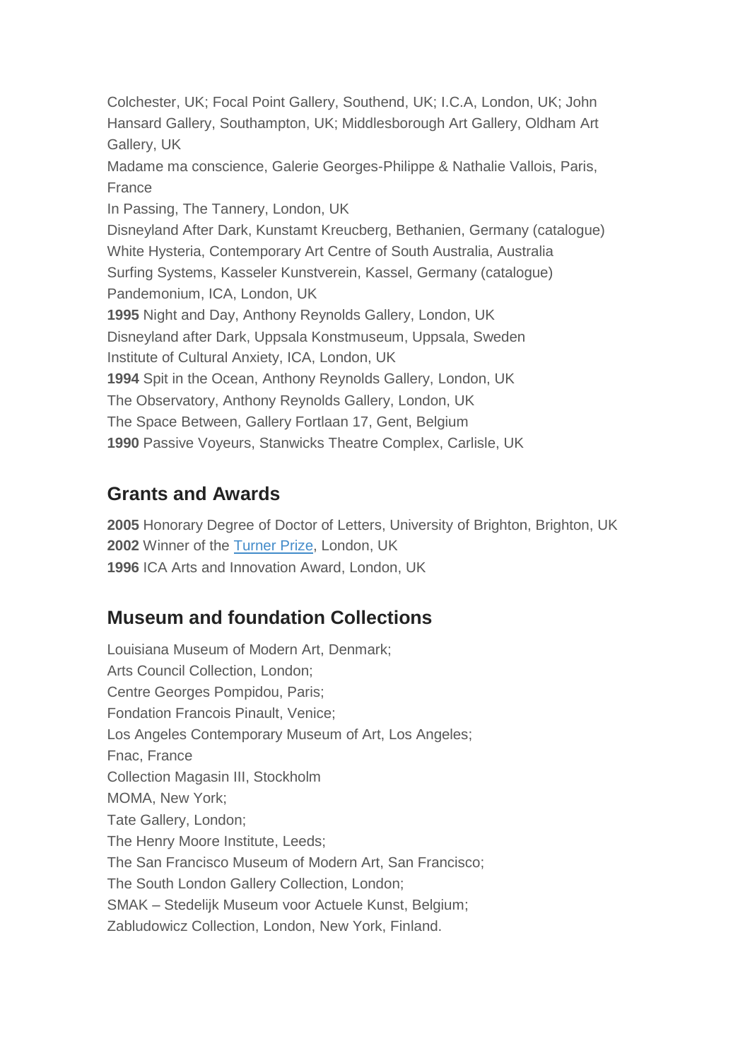Colchester, UK; Focal Point Gallery, Southend, UK; I.C.A, London, UK; John Hansard Gallery, Southampton, UK; Middlesborough Art Gallery, Oldham Art Gallery, UK

Madame ma conscience, Galerie Georges-Philippe & Nathalie Vallois, Paris, France

In Passing, The Tannery, London, UK

Disneyland After Dark, Kunstamt Kreucberg, Bethanien, Germany (catalogue)

White Hysteria, Contemporary Art Centre of South Australia, Australia

Surfing Systems, Kasseler Kunstverein, Kassel, Germany (catalogue)

Pandemonium, ICA, London, UK

**1995** Night and Day, Anthony Reynolds Gallery, London, UK

Disneyland after Dark, Uppsala Konstmuseum, Uppsala, Sweden

Institute of Cultural Anxiety, ICA, London, UK

**1994** Spit in the Ocean, Anthony Reynolds Gallery, London, UK

The Observatory, Anthony Reynolds Gallery, London, UK

The Space Between, Gallery Fortlaan 17, Gent, Belgium

**1990** Passive Voyeurs, Stanwicks Theatre Complex, Carlisle, UK

## Grants and Awards

**2005** Honorary Degree of Doctor of Letters, University of Brighton, Brighton, UK

**2002** Winner of the Turner Prize, London, UK

**1996** ICA Arts and Innovation Award, London, UK

## Museum and foundation Collections

Louisiana Museum of Modern Art, Denmark;

Arts Council Collection, London;

Centre Georges Pompidou, Paris;

Fondation Francois Pinault, Venice;

Los Angeles Contemporary Museum of Art, Los Angeles;

Fnac, France

Collection Magasin III, Stockholm

MOMA, New York;

Tate Gallery, London;

The Henry Moore Institute, Leeds;

The San Francisco Museum of Modern Art, San Francisco;

The South London Gallery Collection, London;

SMAK – Stedelijk Museum voor Actuele Kunst, Belgium;

Zabludowicz Collection, London, New York, Finland.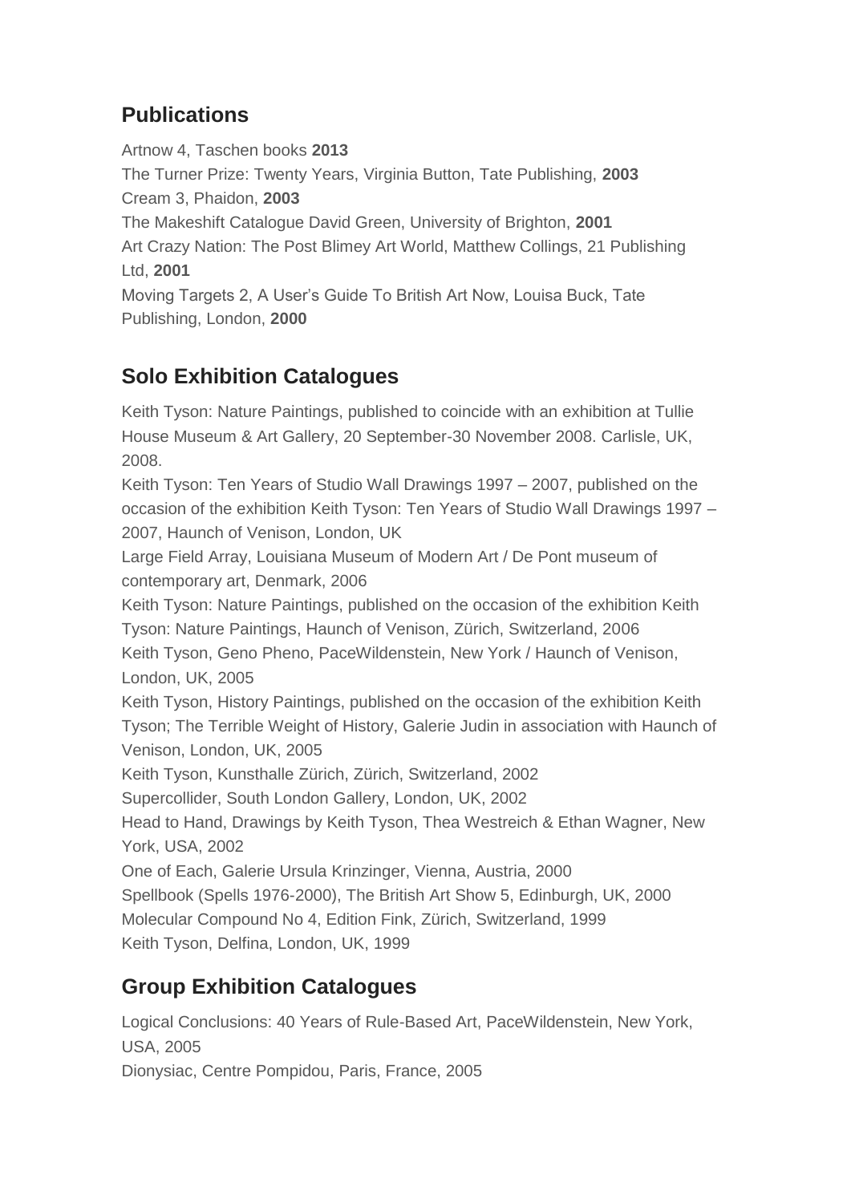## Publications

Artnow 4, Taschen books **2013**
The Turner Prize: Twenty Years, Virginia Button, Tate Publishing, **2003**
Cream 3, Phaidon, **2003**
The Makeshift Catalogue David Green, University of Brighton, **2001**
Art Crazy Nation: The Post Blimey Art World, Matthew Collings, 21 Publishing Ltd, **2001**
Moving Targets 2, A User's Guide To British Art Now, Louisa Buck, Tate Publishing, London, **2000**

## Solo Exhibition Catalogues

Keith Tyson: Nature Paintings, published to coincide with an exhibition at Tullie House Museum & Art Gallery, 20 September-30 November 2008. Carlisle, UK, 2008.
Keith Tyson: Ten Years of Studio Wall Drawings 1997 – 2007, published on the occasion of the exhibition Keith Tyson: Ten Years of Studio Wall Drawings 1997 – 2007, Haunch of Venison, London, UK
Large Field Array, Louisiana Museum of Modern Art / De Pont museum of contemporary art, Denmark, 2006
Keith Tyson: Nature Paintings, published on the occasion of the exhibition Keith Tyson: Nature Paintings, Haunch of Venison, Zürich, Switzerland, 2006
Keith Tyson, Geno Pheno, PaceWildenstein, New York / Haunch of Venison, London, UK, 2005
Keith Tyson, History Paintings, published on the occasion of the exhibition Keith Tyson; The Terrible Weight of History, Galerie Judin in association with Haunch of Venison, London, UK, 2005
Keith Tyson, Kunsthalle Zürich, Zürich, Switzerland, 2002
Supercollider, South London Gallery, London, UK, 2002
Head to Hand, Drawings by Keith Tyson, Thea Westreich & Ethan Wagner, New York, USA, 2002
One of Each, Galerie Ursula Krinzinger, Vienna, Austria, 2000
Spellbook (Spells 1976-2000), The British Art Show 5, Edinburgh, UK, 2000
Molecular Compound No 4, Edition Fink, Zürich, Switzerland, 1999
Keith Tyson, Delfina, London, UK, 1999

## Group Exhibition Catalogues

Logical Conclusions: 40 Years of Rule-Based Art, PaceWildenstein, New York, USA, 2005
Dionysiac, Centre Pompidou, Paris, France, 2005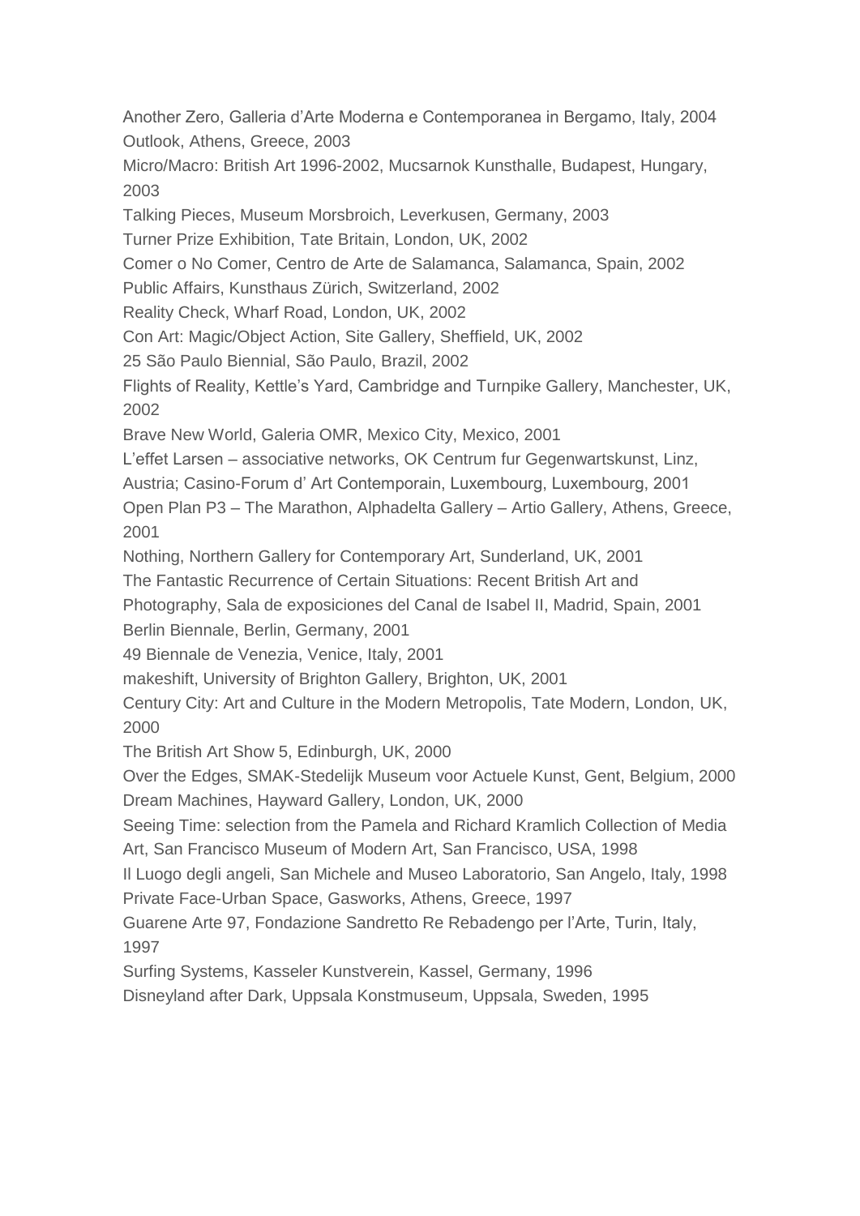Another Zero, Galleria d'Arte Moderna e Contemporanea in Bergamo, Italy, 2004
Outlook, Athens, Greece, 2003
Micro/Macro: British Art 1996-2002, Mucsarnok Kunsthalle, Budapest, Hungary, 2003
Talking Pieces, Museum Morsbroich, Leverkusen, Germany, 2003
Turner Prize Exhibition, Tate Britain, London, UK, 2002
Comer o No Comer, Centro de Arte de Salamanca, Salamanca, Spain, 2002
Public Affairs, Kunsthaus Zürich, Switzerland, 2002
Reality Check, Wharf Road, London, UK, 2002
Con Art: Magic/Object Action, Site Gallery, Sheffield, UK, 2002
25 São Paulo Biennial, São Paulo, Brazil, 2002
Flights of Reality, Kettle's Yard, Cambridge and Turnpike Gallery, Manchester, UK, 2002
Brave New World, Galeria OMR, Mexico City, Mexico, 2001
L'effet Larsen – associative networks, OK Centrum fur Gegenwartskunst, Linz, Austria; Casino-Forum d' Art Contemporain, Luxembourg, Luxembourg, 2001
Open Plan P3 – The Marathon, Alphadelta Gallery – Artio Gallery, Athens, Greece, 2001
Nothing, Northern Gallery for Contemporary Art, Sunderland, UK, 2001
The Fantastic Recurrence of Certain Situations: Recent British Art and Photography, Sala de exposiciones del Canal de Isabel II, Madrid, Spain, 2001
Berlin Biennale, Berlin, Germany, 2001
49 Biennale de Venezia, Venice, Italy, 2001
makeshift, University of Brighton Gallery, Brighton, UK, 2001
Century City: Art and Culture in the Modern Metropolis, Tate Modern, London, UK, 2000
The British Art Show 5, Edinburgh, UK, 2000
Over the Edges, SMAK-Stedelijk Museum voor Actuele Kunst, Gent, Belgium, 2000
Dream Machines, Hayward Gallery, London, UK, 2000
Seeing Time: selection from the Pamela and Richard Kramlich Collection of Media Art, San Francisco Museum of Modern Art, San Francisco, USA, 1998
Il Luogo degli angeli, San Michele and Museo Laboratorio, San Angelo, Italy, 1998
Private Face-Urban Space, Gasworks, Athens, Greece, 1997
Guarene Arte 97, Fondazione Sandretto Re Rebadengo per l'Arte, Turin, Italy, 1997
Surfing Systems, Kasseler Kunstverein, Kassel, Germany, 1996
Disneyland after Dark, Uppsala Konstmuseum, Uppsala, Sweden, 1995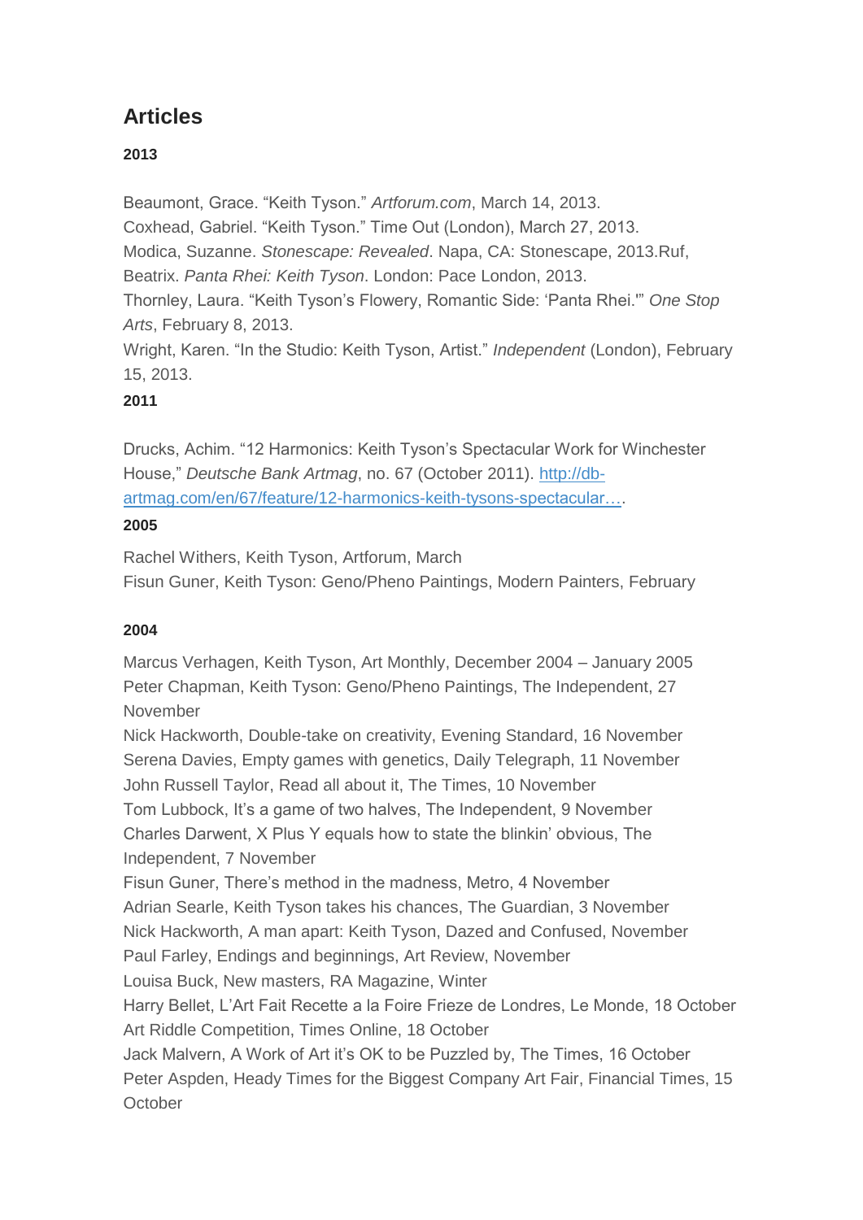## Articles

**2013**

Beaumont, Grace. "Keith Tyson." *Artforum.com*, March 14, 2013.
Coxhead, Gabriel. "Keith Tyson." Time Out (London), March 27, 2013.
Modica, Suzanne. *Stonescape: Revealed*. Napa, CA: Stonescape, 2013.Ruf, Beatrix. *Panta Rhei: Keith Tyson*. London: Pace London, 2013.
Thornley, Laura. "Keith Tyson's Flowery, Romantic Side: 'Panta Rhei.'" *One Stop Arts*, February 8, 2013.
Wright, Karen. "In the Studio: Keith Tyson, Artist." *Independent* (London), February 15, 2013.

**2011**

Drucks, Achim. "12 Harmonics: Keith Tyson's Spectacular Work for Winchester House," *Deutsche Bank Artmag*, no. 67 (October 2011). [http://db-artmag.com/en/67/feature/12-harmonics-keith-tysons-spectacular…](http://db-artmag.com/en/67/feature/12-harmonics-keith-tysons-spectacular…).

**2005**

Rachel Withers, Keith Tyson, Artforum, March
Fisun Guner, Keith Tyson: Geno/Pheno Paintings, Modern Painters, February

**2004**

Marcus Verhagen, Keith Tyson, Art Monthly, December 2004 – January 2005
Peter Chapman, Keith Tyson: Geno/Pheno Paintings, The Independent, 27 November
Nick Hackworth, Double-take on creativity, Evening Standard, 16 November
Serena Davies, Empty games with genetics, Daily Telegraph, 11 November
John Russell Taylor, Read all about it, The Times, 10 November
Tom Lubbock, It's a game of two halves, The Independent, 9 November
Charles Darwent, X Plus Y equals how to state the blinkin' obvious, The Independent, 7 November
Fisun Guner, There's method in the madness, Metro, 4 November
Adrian Searle, Keith Tyson takes his chances, The Guardian, 3 November
Nick Hackworth, A man apart: Keith Tyson, Dazed and Confused, November
Paul Farley, Endings and beginnings, Art Review, November
Louisa Buck, New masters, RA Magazine, Winter
Harry Bellet, L'Art Fait Recette a la Foire Frieze de Londres, Le Monde, 18 October
Art Riddle Competition, Times Online, 18 October
Jack Malvern, A Work of Art it's OK to be Puzzled by, The Times, 16 October
Peter Aspden, Heady Times for the Biggest Company Art Fair, Financial Times, 15 October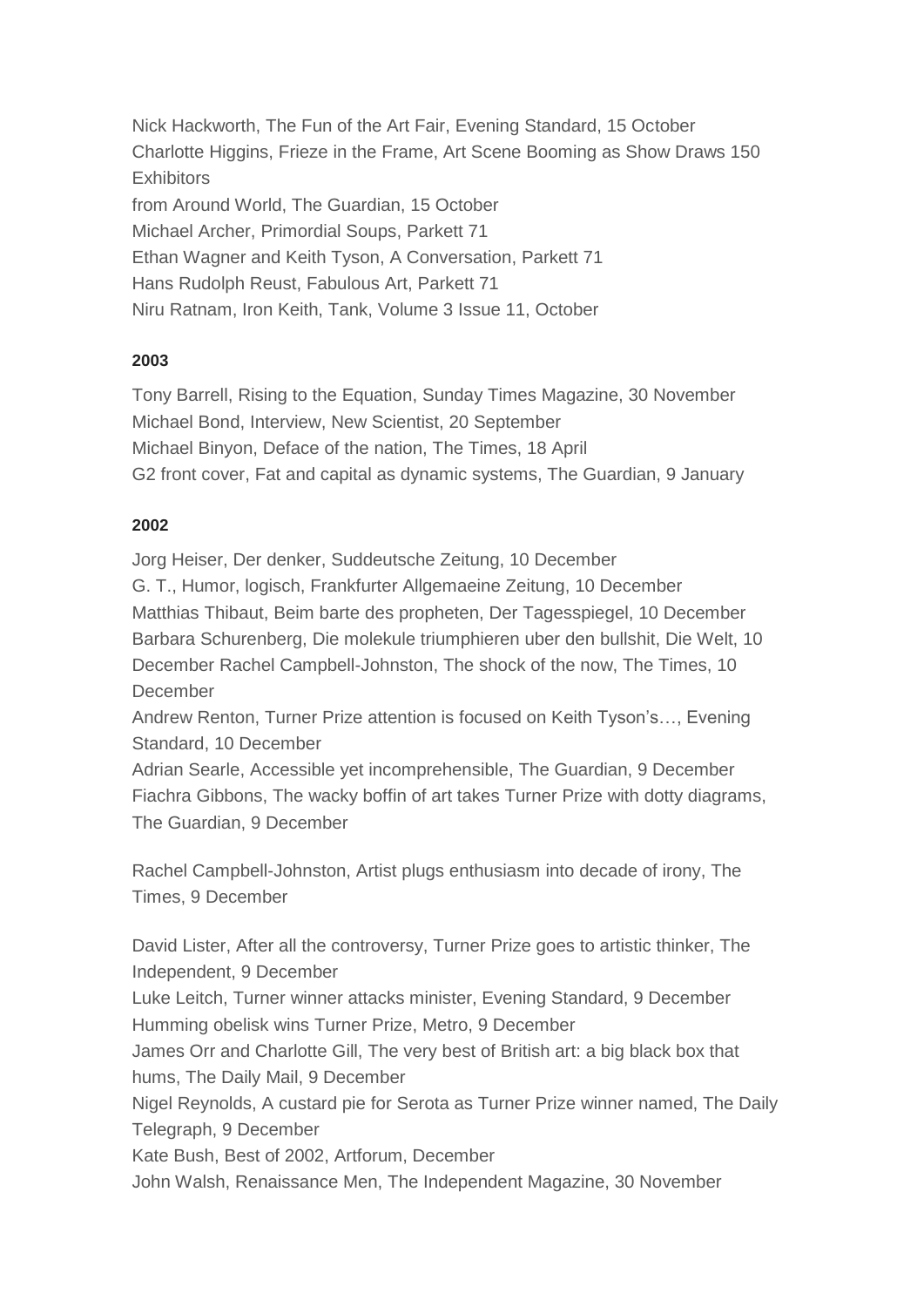Nick Hackworth, The Fun of the Art Fair, Evening Standard, 15 October
Charlotte Higgins, Frieze in the Frame, Art Scene Booming as Show Draws 150 Exhibitors
from Around World, The Guardian, 15 October
Michael Archer, Primordial Soups, Parkett 71
Ethan Wagner and Keith Tyson, A Conversation, Parkett 71
Hans Rudolph Reust, Fabulous Art, Parkett 71
Niru Ratnam, Iron Keith, Tank, Volume 3 Issue 11, October

**2003**

Tony Barrell, Rising to the Equation, Sunday Times Magazine, 30 November
Michael Bond, Interview, New Scientist, 20 September
Michael Binyon, Deface of the nation, The Times, 18 April
G2 front cover, Fat and capital as dynamic systems, The Guardian, 9 January

**2002**

Jorg Heiser, Der denker, Suddeutsche Zeitung, 10 December
G. T., Humor, logisch, Frankfurter Allgemaeine Zeitung, 10 December
Matthias Thibaut, Beim barte des propheten, Der Tagesspiegel, 10 December
Barbara Schurenberg, Die molekule triumphieren uber den bullshit, Die Welt, 10 December Rachel Campbell-Johnston, The shock of the now, The Times, 10 December
Andrew Renton, Turner Prize attention is focused on Keith Tyson's…, Evening Standard, 10 December
Adrian Searle, Accessible yet incomprehensible, The Guardian, 9 December
Fiachra Gibbons, The wacky boffin of art takes Turner Prize with dotty diagrams, The Guardian, 9 December

Rachel Campbell-Johnston, Artist plugs enthusiasm into decade of irony, The Times, 9 December

David Lister, After all the controversy, Turner Prize goes to artistic thinker, The Independent, 9 December
Luke Leitch, Turner winner attacks minister, Evening Standard, 9 December
Humming obelisk wins Turner Prize, Metro, 9 December
James Orr and Charlotte Gill, The very best of British art: a big black box that hums, The Daily Mail, 9 December
Nigel Reynolds, A custard pie for Serota as Turner Prize winner named, The Daily Telegraph, 9 December
Kate Bush, Best of 2002, Artforum, December
John Walsh, Renaissance Men, The Independent Magazine, 30 November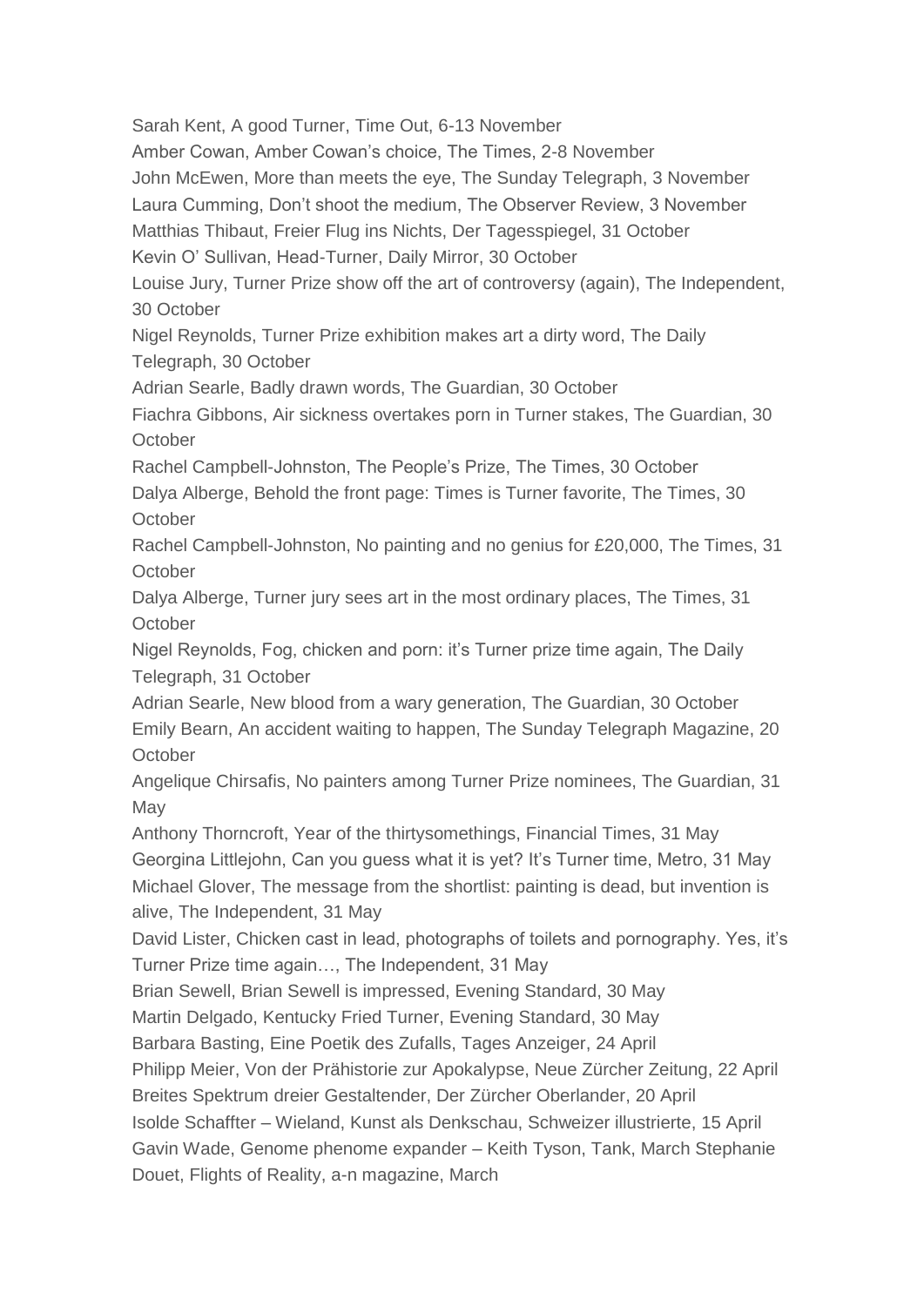Sarah Kent, A good Turner, Time Out, 6-13 November

Amber Cowan, Amber Cowan's choice, The Times, 2-8 November

John McEwen, More than meets the eye, The Sunday Telegraph, 3 November

Laura Cumming, Don't shoot the medium, The Observer Review, 3 November

Matthias Thibaut, Freier Flug ins Nichts, Der Tagesspiegel, 31 October

Kevin O' Sullivan, Head-Turner, Daily Mirror, 30 October

Louise Jury, Turner Prize show off the art of controversy (again), The Independent, 30 October

Nigel Reynolds, Turner Prize exhibition makes art a dirty word, The Daily Telegraph, 30 October

Adrian Searle, Badly drawn words, The Guardian, 30 October

Fiachra Gibbons, Air sickness overtakes porn in Turner stakes, The Guardian, 30 October

Rachel Campbell-Johnston, The People's Prize, The Times, 30 October

Dalya Alberge, Behold the front page: Times is Turner favorite, The Times, 30 October

Rachel Campbell-Johnston, No painting and no genius for £20,000, The Times, 31 October

Dalya Alberge, Turner jury sees art in the most ordinary places, The Times, 31 October

Nigel Reynolds, Fog, chicken and porn: it's Turner prize time again, The Daily Telegraph, 31 October

Adrian Searle, New blood from a wary generation, The Guardian, 30 October

Emily Bearn, An accident waiting to happen, The Sunday Telegraph Magazine, 20 October

Angelique Chirsafis, No painters among Turner Prize nominees, The Guardian, 31 May

Anthony Thorncroft, Year of the thirtysomethings, Financial Times, 31 May

Georgina Littlejohn, Can you guess what it is yet? It's Turner time, Metro, 31 May

Michael Glover, The message from the shortlist: painting is dead, but invention is alive, The Independent, 31 May

David Lister, Chicken cast in lead, photographs of toilets and pornography. Yes, it's Turner Prize time again…, The Independent, 31 May

Brian Sewell, Brian Sewell is impressed, Evening Standard, 30 May

Martin Delgado, Kentucky Fried Turner, Evening Standard, 30 May

Barbara Basting, Eine Poetik des Zufalls, Tages Anzeiger, 24 April

Philipp Meier, Von der Prähistorie zur Apokalypse, Neue Zürcher Zeitung, 22 April

Breites Spektrum dreier Gestaltender, Der Zürcher Oberlander, 20 April

Isolde Schaffter – Wieland, Kunst als Denkschau, Schweizer illustrierte, 15 April

Gavin Wade, Genome phenome expander – Keith Tyson, Tank, March Stephanie Douet, Flights of Reality, a-n magazine, March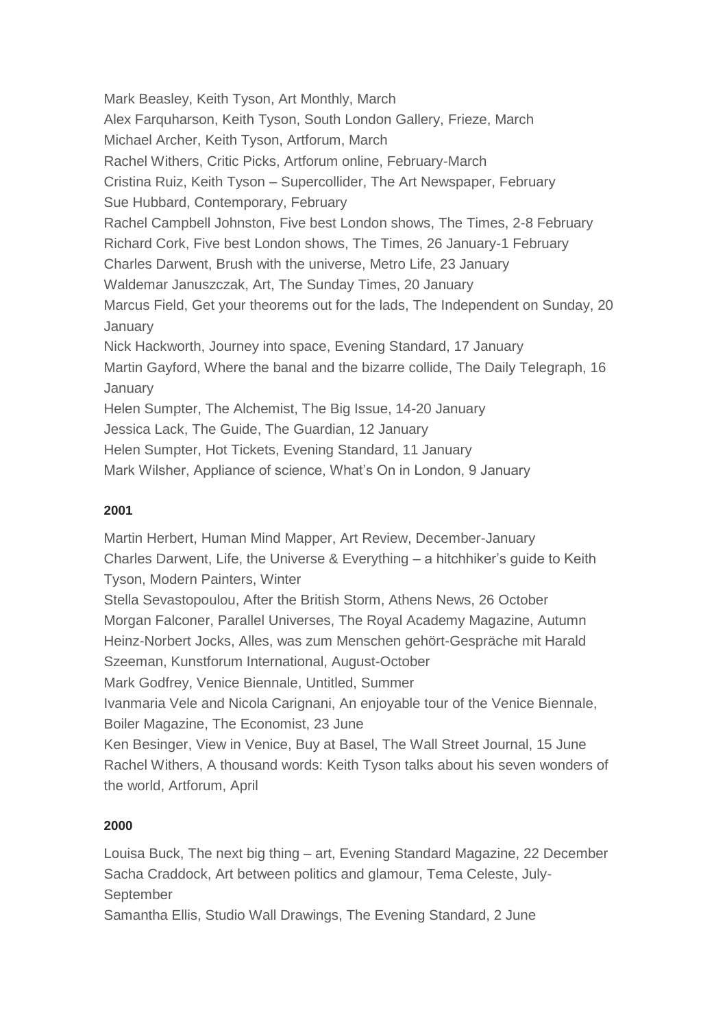Mark Beasley, Keith Tyson, Art Monthly, March
Alex Farquharson, Keith Tyson, South London Gallery, Frieze, March
Michael Archer, Keith Tyson, Artforum, March
Rachel Withers, Critic Picks, Artforum online, February-March
Cristina Ruiz, Keith Tyson – Supercollider, The Art Newspaper, February
Sue Hubbard, Contemporary, February
Rachel Campbell Johnston, Five best London shows, The Times, 2-8 February
Richard Cork, Five best London shows, The Times, 26 January-1 February
Charles Darwent, Brush with the universe, Metro Life, 23 January
Waldemar Januszczak, Art, The Sunday Times, 20 January
Marcus Field, Get your theorems out for the lads, The Independent on Sunday, 20 January
Nick Hackworth, Journey into space, Evening Standard, 17 January
Martin Gayford, Where the banal and the bizarre collide, The Daily Telegraph, 16 January
Helen Sumpter, The Alchemist, The Big Issue, 14-20 January
Jessica Lack, The Guide, The Guardian, 12 January
Helen Sumpter, Hot Tickets, Evening Standard, 11 January
Mark Wilsher, Appliance of science, What's On in London, 9 January

**2001**

Martin Herbert, Human Mind Mapper, Art Review, December-January
Charles Darwent, Life, the Universe & Everything – a hitchhiker's guide to Keith Tyson, Modern Painters, Winter
Stella Sevastopoulou, After the British Storm, Athens News, 26 October
Morgan Falconer, Parallel Universes, The Royal Academy Magazine, Autumn
Heinz-Norbert Jocks, Alles, was zum Menschen gehört-Gespräche mit Harald Szeeman, Kunstforum International, August-October
Mark Godfrey, Venice Biennale, Untitled, Summer
Ivanmaria Vele and Nicola Carignani, An enjoyable tour of the Venice Biennale, Boiler Magazine, The Economist, 23 June
Ken Besinger, View in Venice, Buy at Basel, The Wall Street Journal, 15 June
Rachel Withers, A thousand words: Keith Tyson talks about his seven wonders of the world, Artforum, April

**2000**

Louisa Buck, The next big thing – art, Evening Standard Magazine, 22 December
Sacha Craddock, Art between politics and glamour, Tema Celeste, July-September
Samantha Ellis, Studio Wall Drawings, The Evening Standard, 2 June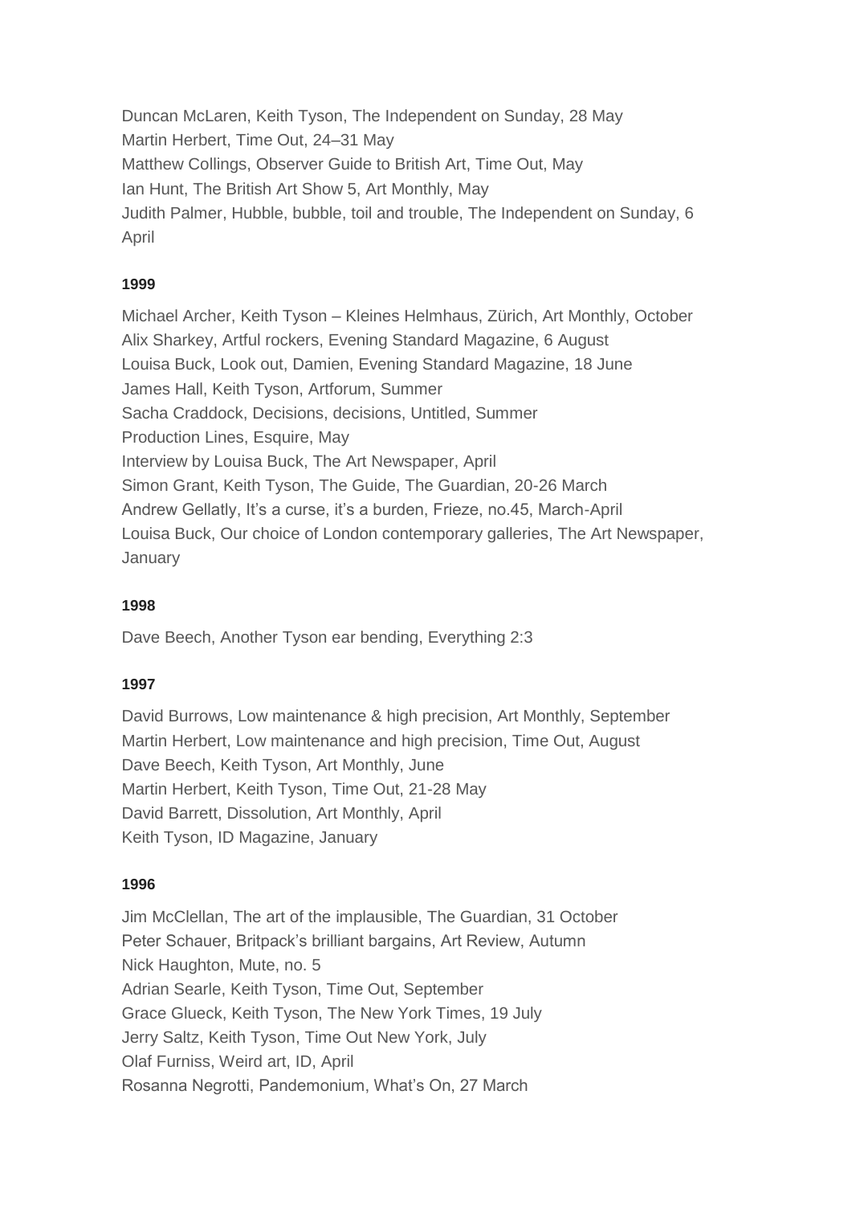Duncan McLaren, Keith Tyson, The Independent on Sunday, 28 May
Martin Herbert, Time Out, 24–31 May
Matthew Collings, Observer Guide to British Art, Time Out, May
Ian Hunt, The British Art Show 5, Art Monthly, May
Judith Palmer, Hubble, bubble, toil and trouble, The Independent on Sunday, 6 April

**1999**

Michael Archer, Keith Tyson – Kleines Helmhaus, Zürich, Art Monthly, October
Alix Sharkey, Artful rockers, Evening Standard Magazine, 6 August
Louisa Buck, Look out, Damien, Evening Standard Magazine, 18 June
James Hall, Keith Tyson, Artforum, Summer
Sacha Craddock, Decisions, decisions, Untitled, Summer
Production Lines, Esquire, May
Interview by Louisa Buck, The Art Newspaper, April
Simon Grant, Keith Tyson, The Guide, The Guardian, 20-26 March
Andrew Gellatly, It's a curse, it's a burden, Frieze, no.45, March-April
Louisa Buck, Our choice of London contemporary galleries, The Art Newspaper, January

**1998**

Dave Beech, Another Tyson ear bending, Everything 2:3

**1997**

David Burrows, Low maintenance & high precision, Art Monthly, September
Martin Herbert, Low maintenance and high precision, Time Out, August
Dave Beech, Keith Tyson, Art Monthly, June
Martin Herbert, Keith Tyson, Time Out, 21-28 May
David Barrett, Dissolution, Art Monthly, April
Keith Tyson, ID Magazine, January

**1996**

Jim McClellan, The art of the implausible, The Guardian, 31 October
Peter Schauer, Britpack's brilliant bargains, Art Review, Autumn
Nick Haughton, Mute, no. 5
Adrian Searle, Keith Tyson, Time Out, September
Grace Glueck, Keith Tyson, The New York Times, 19 July
Jerry Saltz, Keith Tyson, Time Out New York, July
Olaf Furniss, Weird art, ID, April
Rosanna Negrotti, Pandemonium, What's On, 27 March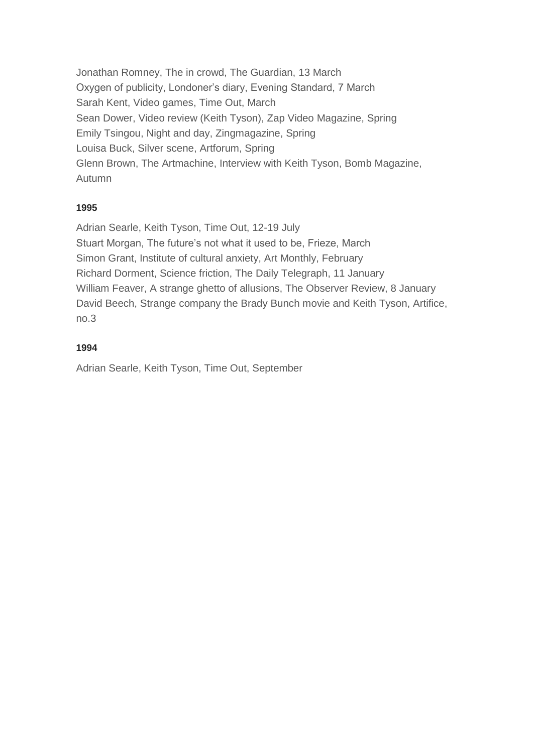Jonathan Romney, The in crowd, The Guardian, 13 March
Oxygen of publicity, Londoner's diary, Evening Standard, 7 March
Sarah Kent, Video games, Time Out, March
Sean Dower, Video review (Keith Tyson), Zap Video Magazine, Spring
Emily Tsingou, Night and day, Zingmagazine, Spring
Louisa Buck, Silver scene, Artforum, Spring
Glenn Brown, The Artmachine, Interview with Keith Tyson, Bomb Magazine, Autumn

**1995**

Adrian Searle, Keith Tyson, Time Out, 12-19 July
Stuart Morgan, The future's not what it used to be, Frieze, March
Simon Grant, Institute of cultural anxiety, Art Monthly, February
Richard Dorment, Science friction, The Daily Telegraph, 11 January
William Feaver, A strange ghetto of allusions, The Observer Review, 8 January
David Beech, Strange company the Brady Bunch movie and Keith Tyson, Artifice, no.3

**1994**

Adrian Searle, Keith Tyson, Time Out, September